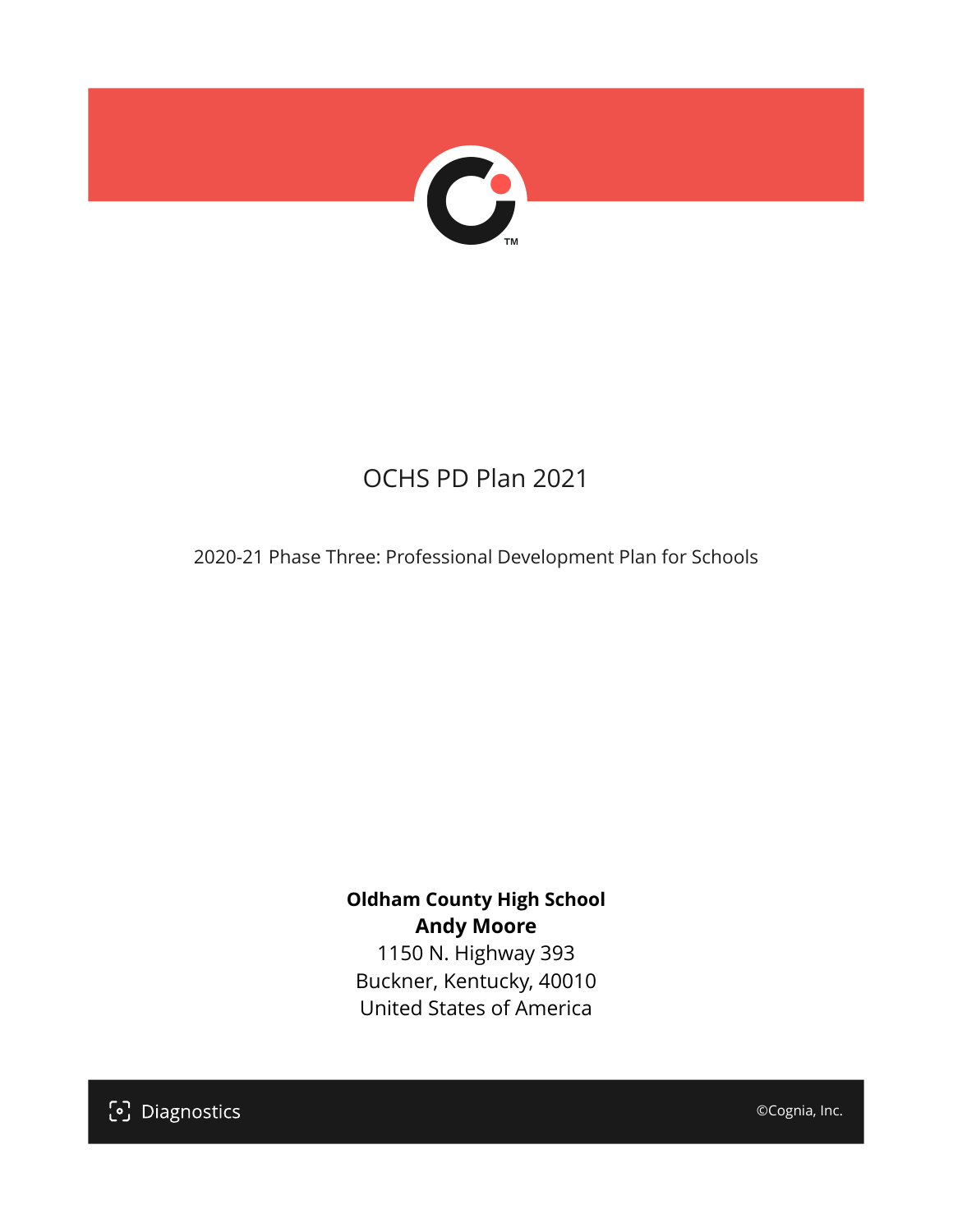# OCHS PD Plan 2021

2020-21 Phase Three: Professional Development Plan for Schools

**Oldham County High School**
**Andy Moore**
1150 N. Highway 393
Buckner, Kentucky, 40010
United States of America

Diagnostics

©Cognia, Inc.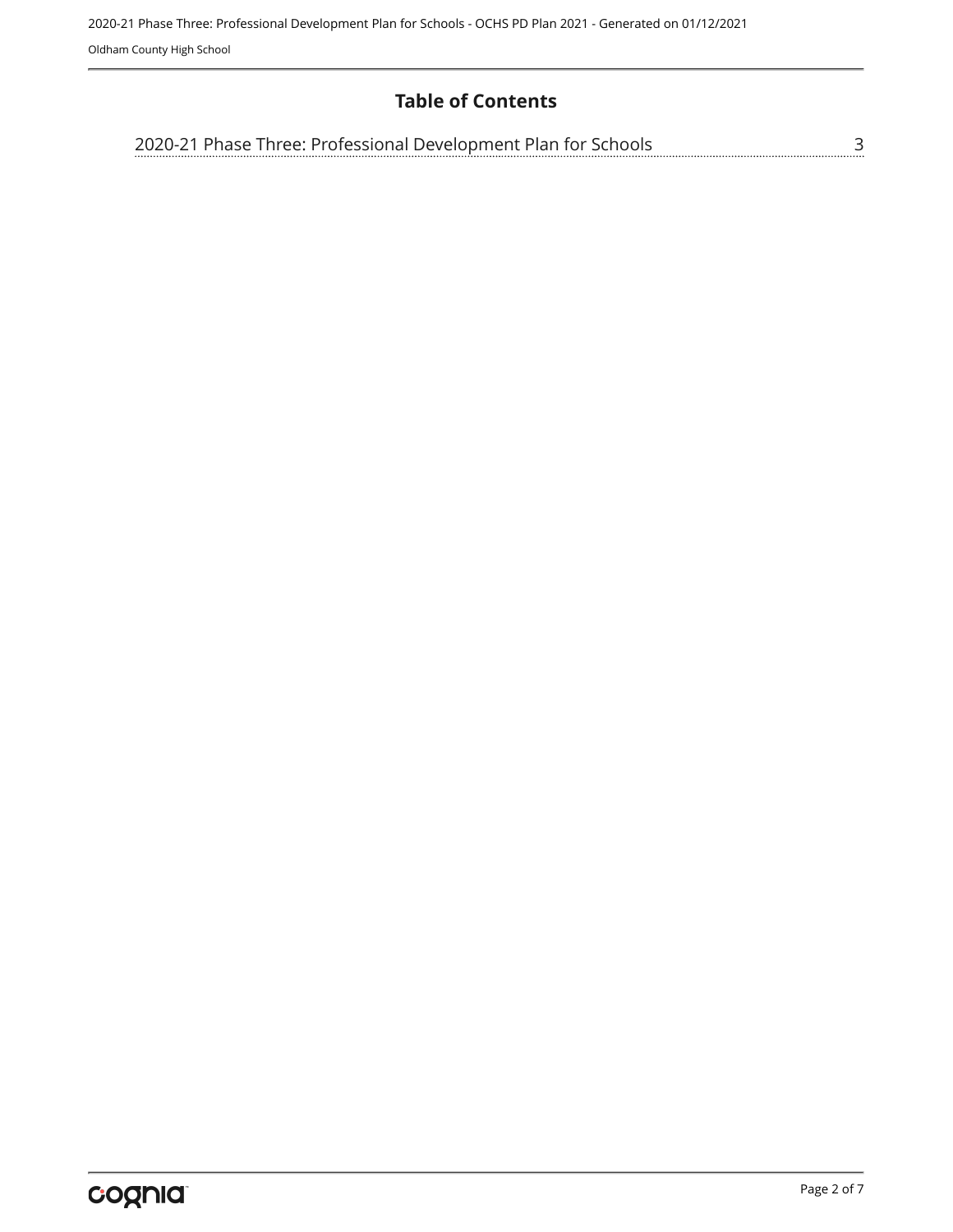## Table of Contents

2020-21 Phase Three: Professional Development Plan for Schools ........ 3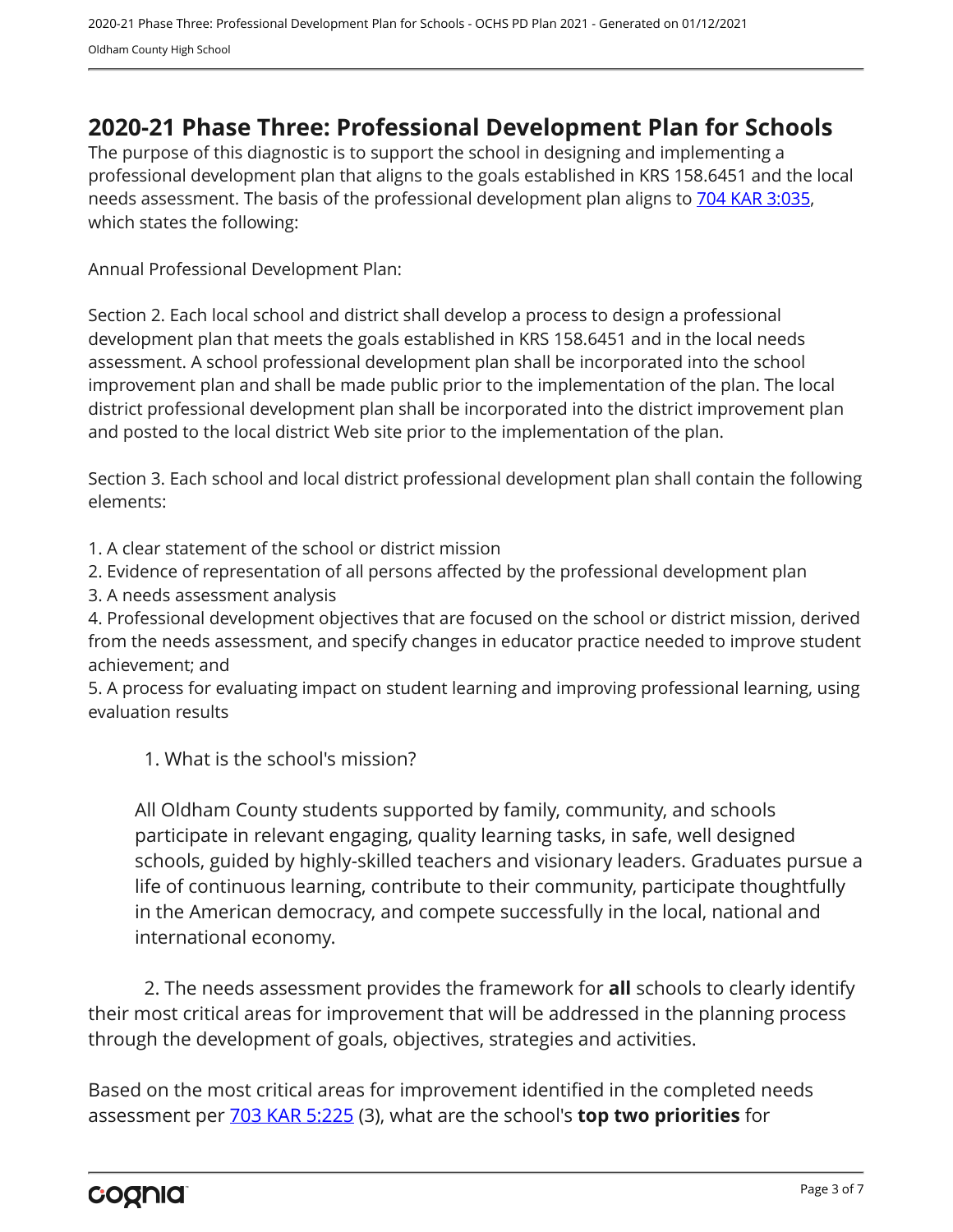## 2020-21 Phase Three: Professional Development Plan for Schools

The purpose of this diagnostic is to support the school in designing and implementing a professional development plan that aligns to the goals established in KRS 158.6451 and the local needs assessment. The basis of the professional development plan aligns to [704 KAR 3:035](), which states the following:

Annual Professional Development Plan:

Section 2. Each local school and district shall develop a process to design a professional development plan that meets the goals established in KRS 158.6451 and in the local needs assessment. A school professional development plan shall be incorporated into the school improvement plan and shall be made public prior to the implementation of the plan. The local district professional development plan shall be incorporated into the district improvement plan and posted to the local district Web site prior to the implementation of the plan.

Section 3. Each school and local district professional development plan shall contain the following elements:

1. A clear statement of the school or district mission
2. Evidence of representation of all persons affected by the professional development plan
3. A needs assessment analysis
4. Professional development objectives that are focused on the school or district mission, derived from the needs assessment, and specify changes in educator practice needed to improve student achievement; and
5. A process for evaluating impact on student learning and improving professional learning, using evaluation results

1. What is the school's mission?

All Oldham County students supported by family, community, and schools participate in relevant engaging, quality learning tasks, in safe, well designed schools, guided by highly-skilled teachers and visionary leaders. Graduates pursue a life of continuous learning, contribute to their community, participate thoughtfully in the American democracy, and compete successfully in the local, national and international economy.

2. The needs assessment provides the framework for **all** schools to clearly identify their most critical areas for improvement that will be addressed in the planning process through the development of goals, objectives, strategies and activities.

Based on the most critical areas for improvement identified in the completed needs assessment per [703 KAR 5:225]() (3), what are the school's **top two priorities** for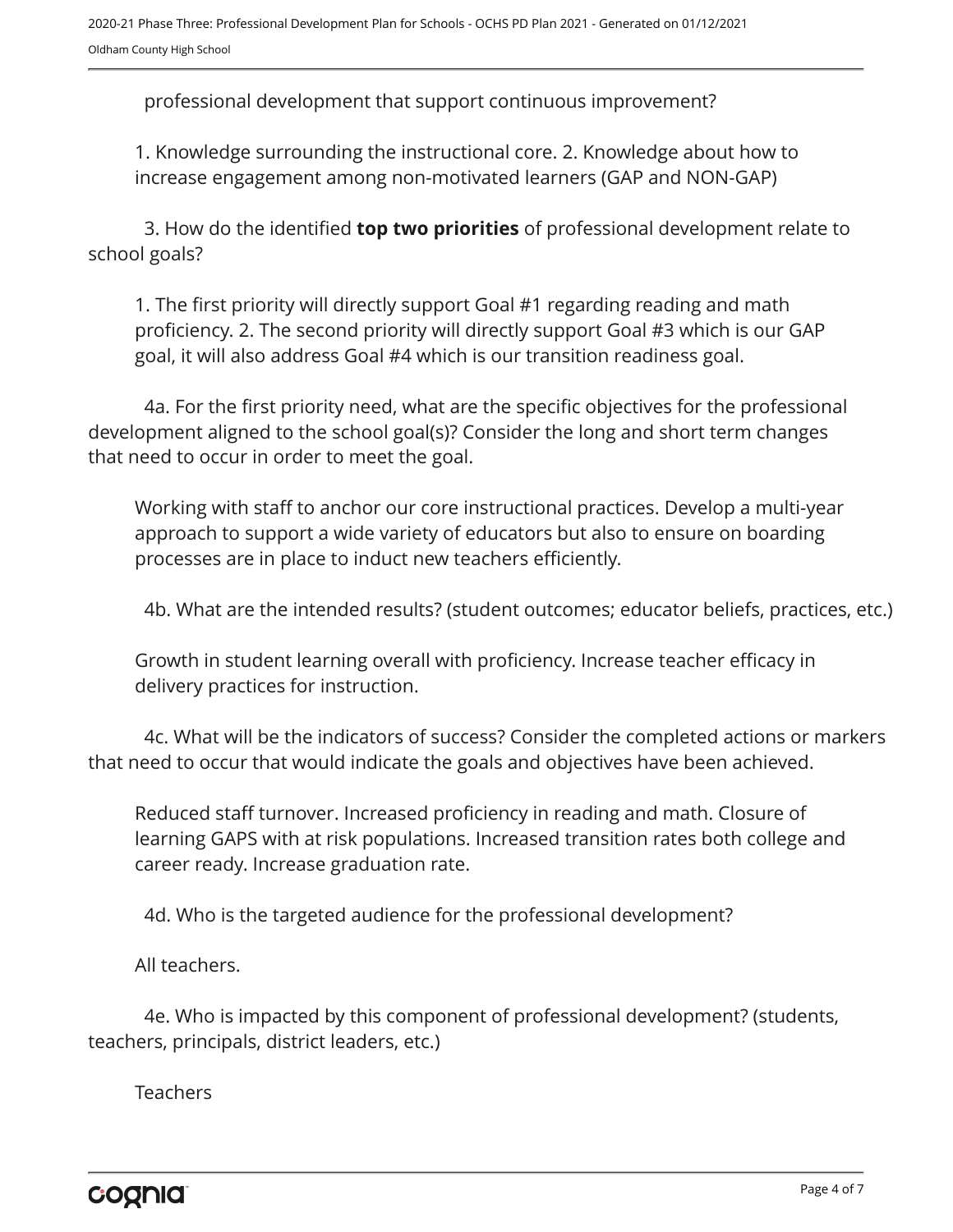professional development that support continuous improvement?

1. Knowledge surrounding the instructional core. 2. Knowledge about how to increase engagement among non-motivated learners (GAP and NON-GAP)

3. How do the identified **top two priorities** of professional development relate to school goals?

1. The first priority will directly support Goal #1 regarding reading and math proficiency. 2. The second priority will directly support Goal #3 which is our GAP goal, it will also address Goal #4 which is our transition readiness goal.

4a. For the first priority need, what are the specific objectives for the professional development aligned to the school goal(s)? Consider the long and short term changes that need to occur in order to meet the goal.

Working with staff to anchor our core instructional practices. Develop a multi-year approach to support a wide variety of educators but also to ensure on boarding processes are in place to induct new teachers efficiently.

4b. What are the intended results? (student outcomes; educator beliefs, practices, etc.)

Growth in student learning overall with proficiency. Increase teacher efficacy in delivery practices for instruction.

4c. What will be the indicators of success? Consider the completed actions or markers that need to occur that would indicate the goals and objectives have been achieved.

Reduced staff turnover. Increased proficiency in reading and math. Closure of learning GAPS with at risk populations. Increased transition rates both college and career ready. Increase graduation rate.

4d. Who is the targeted audience for the professional development?

All teachers.

4e. Who is impacted by this component of professional development? (students, teachers, principals, district leaders, etc.)

Teachers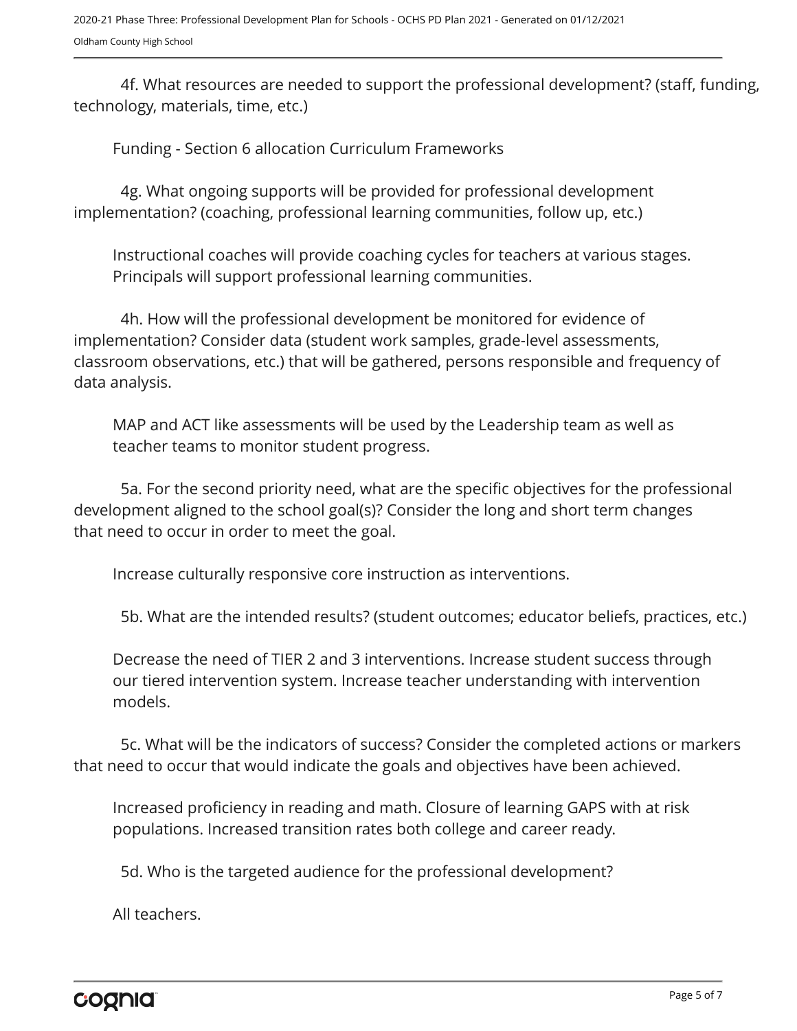4f. What resources are needed to support the professional development? (staff, funding, technology, materials, time, etc.)

Funding - Section 6 allocation Curriculum Frameworks

4g. What ongoing supports will be provided for professional development implementation? (coaching, professional learning communities, follow up, etc.)

Instructional coaches will provide coaching cycles for teachers at various stages. Principals will support professional learning communities.

4h. How will the professional development be monitored for evidence of implementation? Consider data (student work samples, grade-level assessments, classroom observations, etc.) that will be gathered, persons responsible and frequency of data analysis.

MAP and ACT like assessments will be used by the Leadership team as well as teacher teams to monitor student progress.

5a. For the second priority need, what are the specific objectives for the professional development aligned to the school goal(s)? Consider the long and short term changes that need to occur in order to meet the goal.

Increase culturally responsive core instruction as interventions.

5b. What are the intended results? (student outcomes; educator beliefs, practices, etc.)

Decrease the need of TIER 2 and 3 interventions. Increase student success through our tiered intervention system. Increase teacher understanding with intervention models.

5c. What will be the indicators of success? Consider the completed actions or markers that need to occur that would indicate the goals and objectives have been achieved.

Increased proficiency in reading and math. Closure of learning GAPS with at risk populations. Increased transition rates both college and career ready.

5d. Who is the targeted audience for the professional development?

All teachers.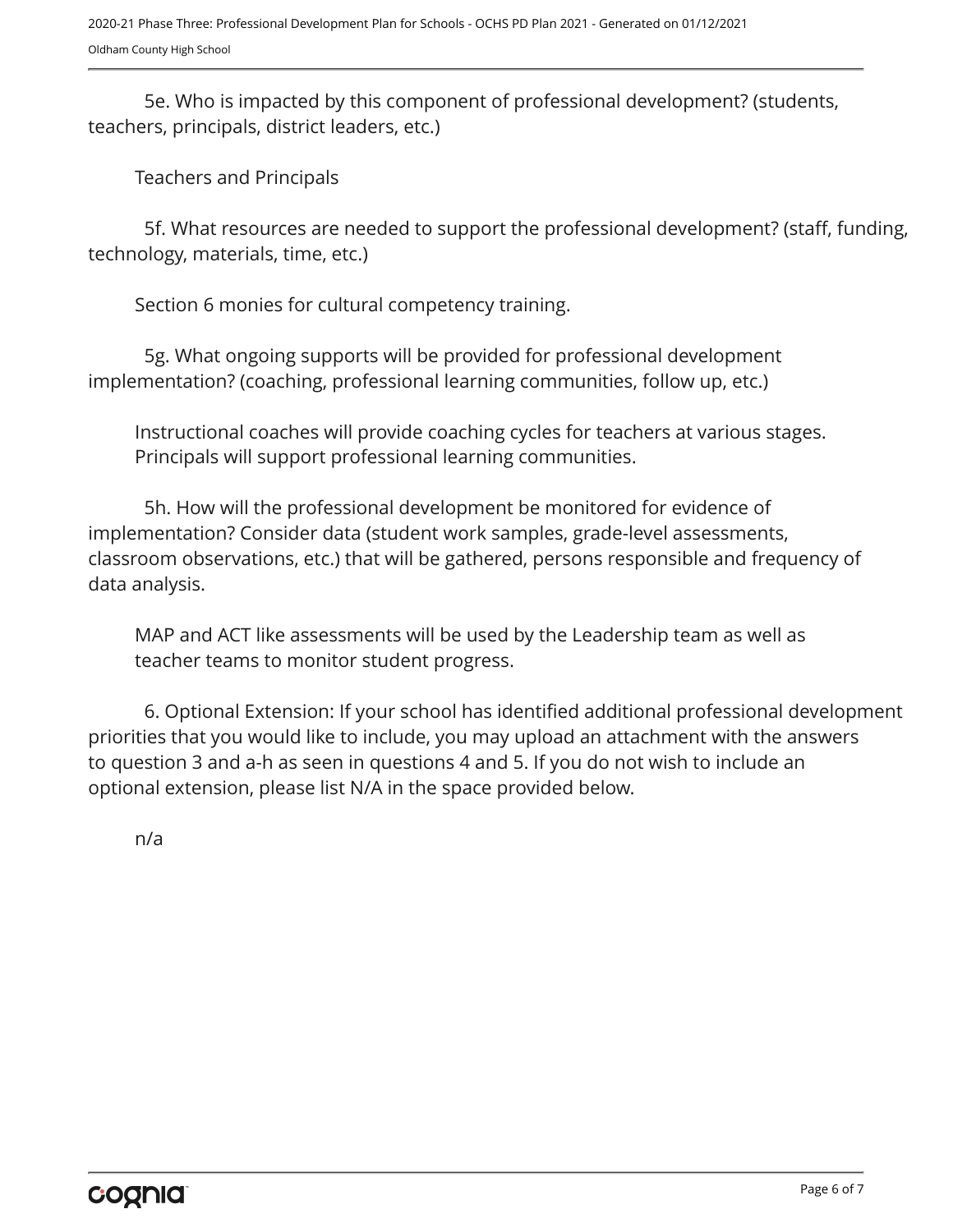5e. Who is impacted by this component of professional development? (students, teachers, principals, district leaders, etc.)

Teachers and Principals

5f. What resources are needed to support the professional development? (staff, funding, technology, materials, time, etc.)

Section 6 monies for cultural competency training.

5g. What ongoing supports will be provided for professional development implementation? (coaching, professional learning communities, follow up, etc.)

Instructional coaches will provide coaching cycles for teachers at various stages. Principals will support professional learning communities.

5h. How will the professional development be monitored for evidence of implementation? Consider data (student work samples, grade-level assessments, classroom observations, etc.) that will be gathered, persons responsible and frequency of data analysis.

MAP and ACT like assessments will be used by the Leadership team as well as teacher teams to monitor student progress.

6. Optional Extension: If your school has identified additional professional development priorities that you would like to include, you may upload an attachment with the answers to question 3 and a-h as seen in questions 4 and 5. If you do not wish to include an optional extension, please list N/A in the space provided below.

n/a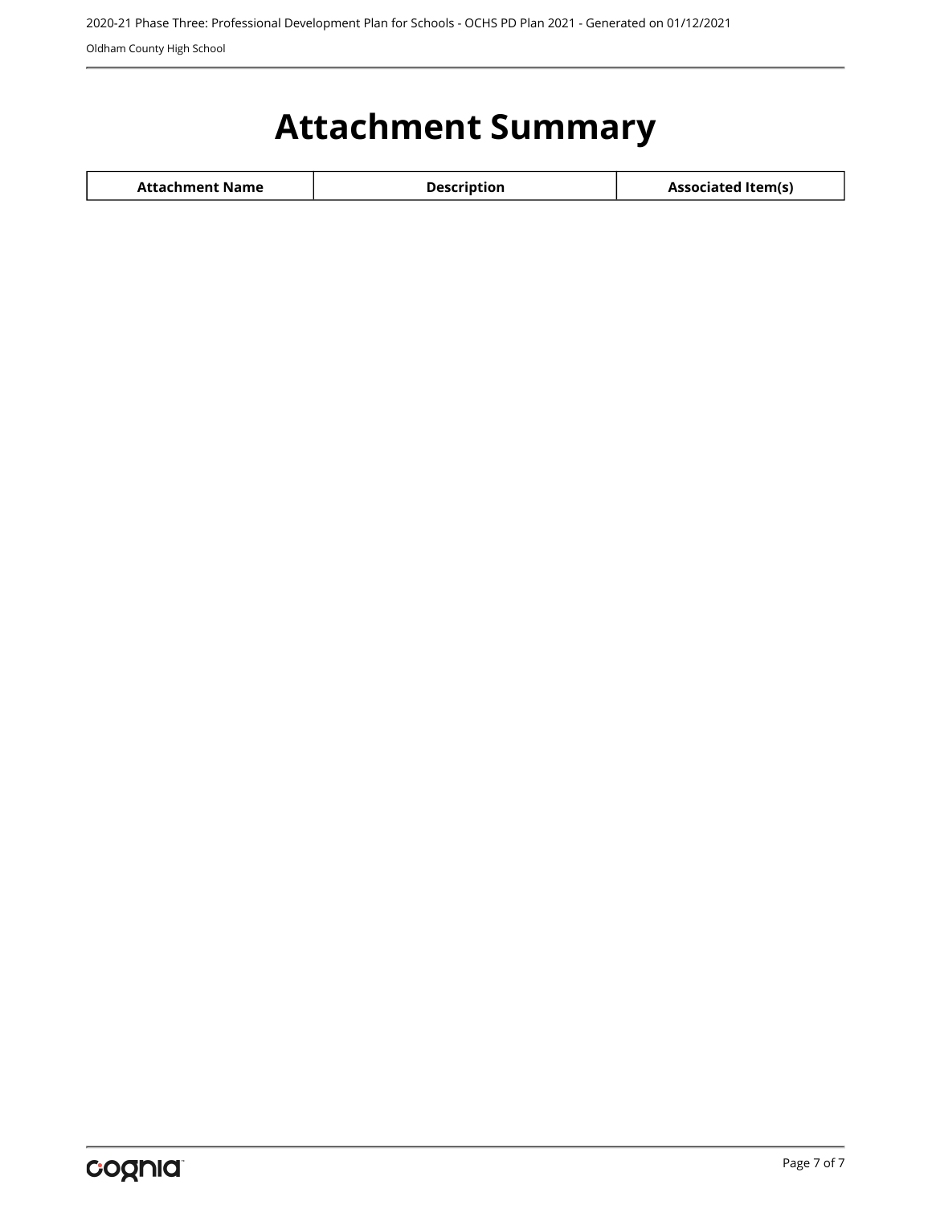# Attachment Summary

| Attachment Name | Description | Associated Item(s) |
|---|---|---|